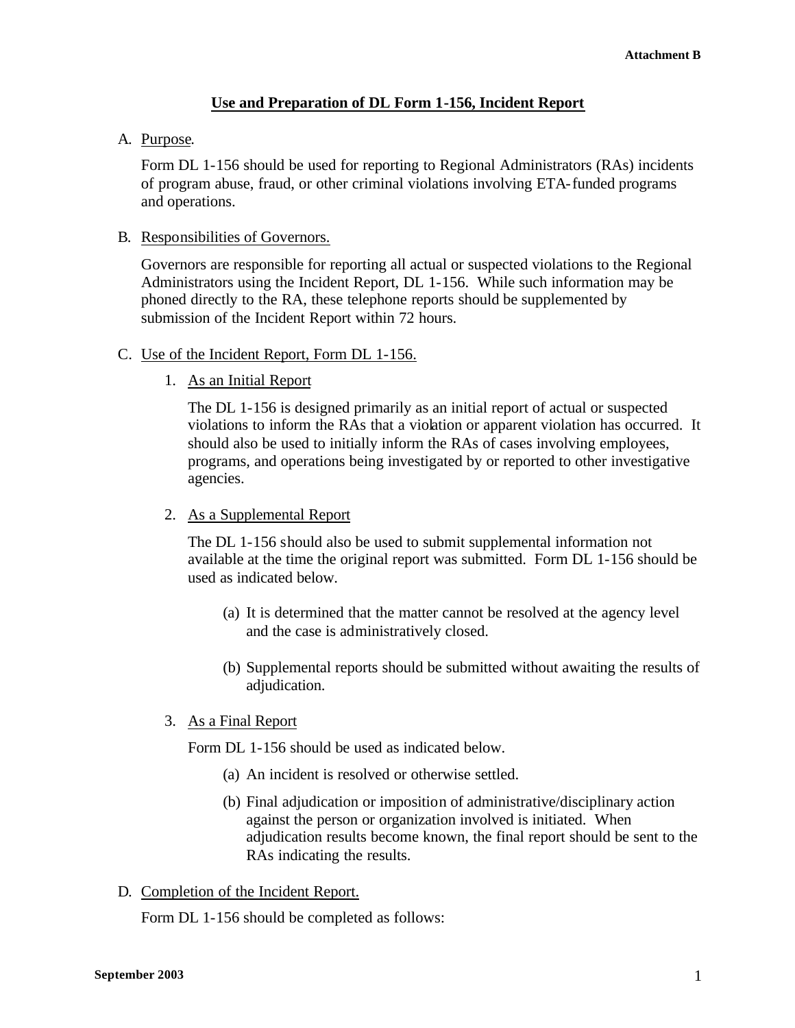Attachment B

# Use and Preparation of DL Form 1-156, Incident Report

A. Purpose.

Form DL 1-156 should be used for reporting to Regional Administrators (RAs) incidents of program abuse, fraud, or other criminal violations involving ETA-funded programs and operations.

B. Responsibilities of Governors.

Governors are responsible for reporting all actual or suspected violations to the Regional Administrators using the Incident Report, DL 1-156. While such information may be phoned directly to the RA, these telephone reports should be supplemented by submission of the Incident Report within 72 hours.

C. Use of the Incident Report, Form DL 1-156.

1. As an Initial Report

   The DL 1-156 is designed primarily as an initial report of actual or suspected violations to inform the RAs that a violation or apparent violation has occurred. It should also be used to initially inform the RAs of cases involving employees, programs, and operations being investigated by or reported to other investigative agencies.

2. As a Supplemental Report

   The DL 1-156 should also be used to submit supplemental information not available at the time the original report was submitted. Form DL 1-156 should be used as indicated below.

   (a) It is determined that the matter cannot be resolved at the agency level and the case is administratively closed.

   (b) Supplemental reports should be submitted without awaiting the results of adjudication.

3. As a Final Report

   Form DL 1-156 should be used as indicated below.

   (a) An incident is resolved or otherwise settled.

   (b) Final adjudication or imposition of administrative/disciplinary action against the person or organization involved is initiated. When adjudication results become known, the final report should be sent to the RAs indicating the results.

D. Completion of the Incident Report.

Form DL 1-156 should be completed as follows:

September 2003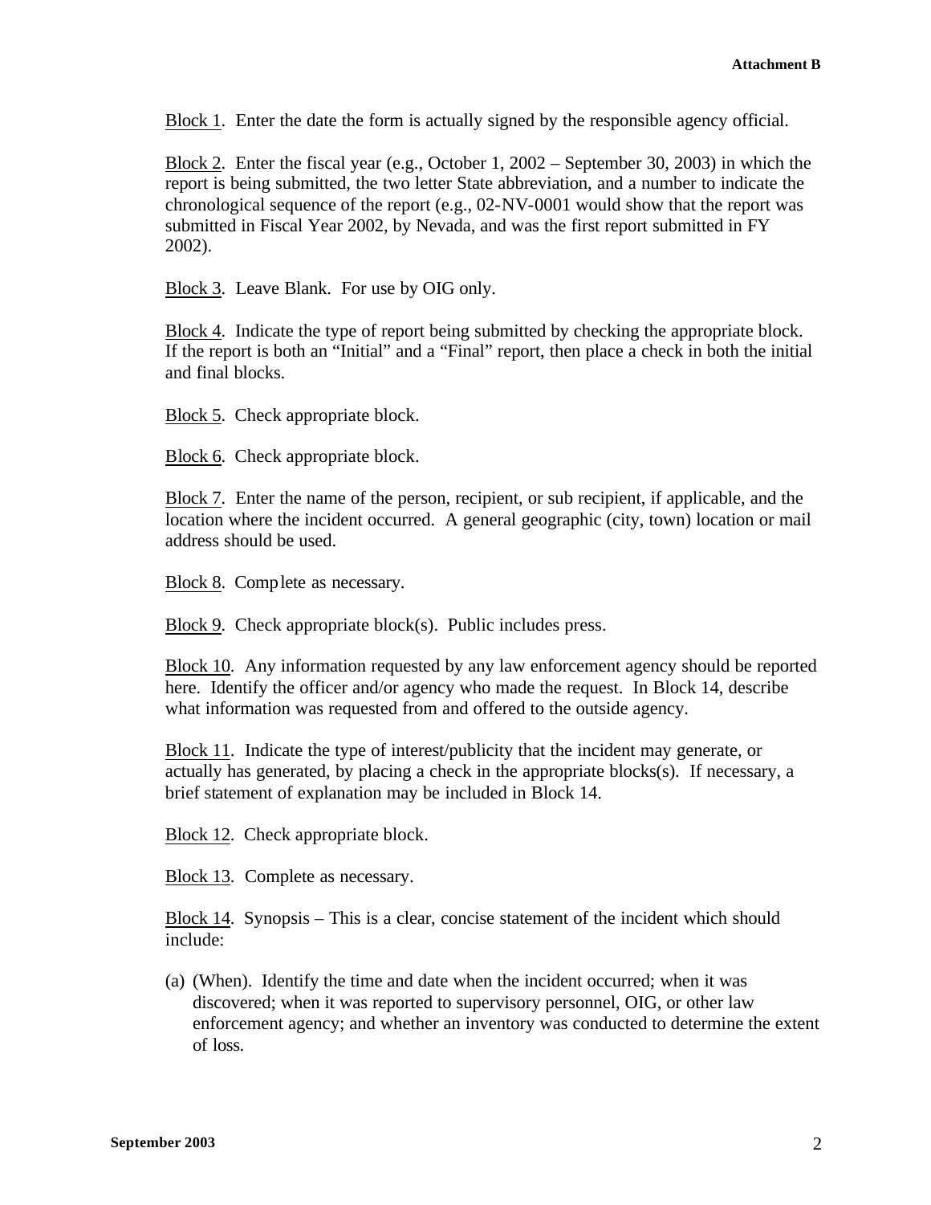Attachment B

Block 1. Enter the date the form is actually signed by the responsible agency official.

Block 2. Enter the fiscal year (e.g., October 1, 2002 – September 30, 2003) in which the report is being submitted, the two letter State abbreviation, and a number to indicate the chronological sequence of the report (e.g., 02-NV-0001 would show that the report was submitted in Fiscal Year 2002, by Nevada, and was the first report submitted in FY 2002).

Block 3. Leave Blank. For use by OIG only.

Block 4. Indicate the type of report being submitted by checking the appropriate block. If the report is both an "Initial" and a "Final" report, then place a check in both the initial and final blocks.

Block 5. Check appropriate block.

Block 6. Check appropriate block.

Block 7. Enter the name of the person, recipient, or sub recipient, if applicable, and the location where the incident occurred. A general geographic (city, town) location or mail address should be used.

Block 8. Complete as necessary.

Block 9. Check appropriate block(s). Public includes press.

Block 10. Any information requested by any law enforcement agency should be reported here. Identify the officer and/or agency who made the request. In Block 14, describe what information was requested from and offered to the outside agency.

Block 11. Indicate the type of interest/publicity that the incident may generate, or actually has generated, by placing a check in the appropriate blocks(s). If necessary, a brief statement of explanation may be included in Block 14.

Block 12. Check appropriate block.

Block 13. Complete as necessary.

Block 14. Synopsis – This is a clear, concise statement of the incident which should include:

(a) (When). Identify the time and date when the incident occurred; when it was discovered; when it was reported to supervisory personnel, OIG, or other law enforcement agency; and whether an inventory was conducted to determine the extent of loss.

September 2003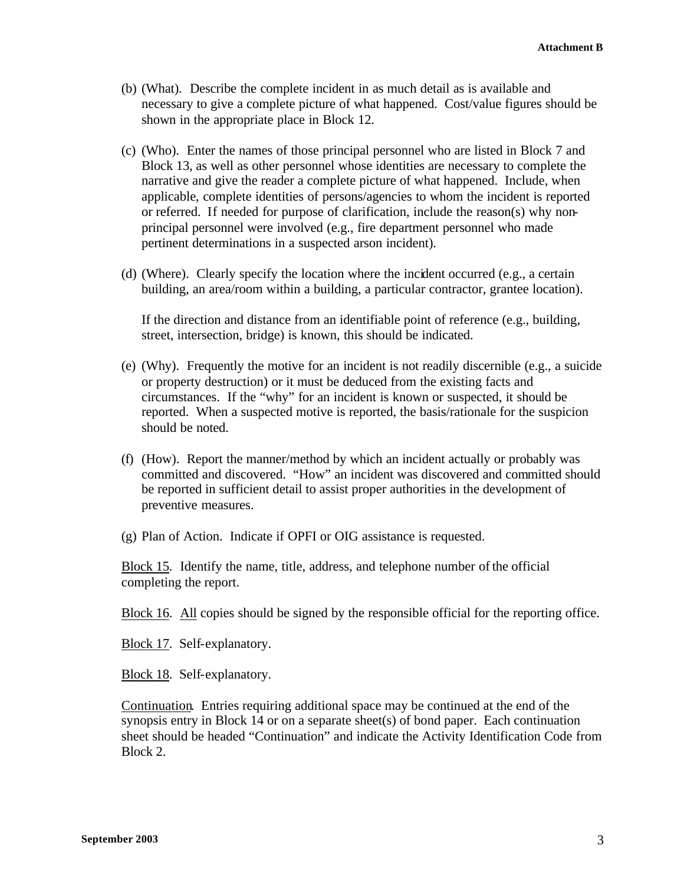(b) (What). Describe the complete incident in as much detail as is available and necessary to give a complete picture of what happened. Cost/value figures should be shown in the appropriate place in Block 12.

(c) (Who). Enter the names of those principal personnel who are listed in Block 7 and Block 13, as well as other personnel whose identities are necessary to complete the narrative and give the reader a complete picture of what happened. Include, when applicable, complete identities of persons/agencies to whom the incident is reported or referred. If needed for purpose of clarification, include the reason(s) why non-principal personnel were involved (e.g., fire department personnel who made pertinent determinations in a suspected arson incident).

(d) (Where). Clearly specify the location where the incident occurred (e.g., a certain building, an area/room within a building, a particular contractor, grantee location).

If the direction and distance from an identifiable point of reference (e.g., building, street, intersection, bridge) is known, this should be indicated.

(e) (Why). Frequently the motive for an incident is not readily discernible (e.g., a suicide or property destruction) or it must be deduced from the existing facts and circumstances. If the "why" for an incident is known or suspected, it should be reported. When a suspected motive is reported, the basis/rationale for the suspicion should be noted.

(f) (How). Report the manner/method by which an incident actually or probably was committed and discovered. "How" an incident was discovered and committed should be reported in sufficient detail to assist proper authorities in the development of preventive measures.

(g) Plan of Action. Indicate if OPFI or OIG assistance is requested.

<u>Block 15</u>. Identify the name, title, address, and telephone number of the official completing the report.

<u>Block 16</u>. <u>All</u> copies should be signed by the responsible official for the reporting office.

<u>Block 17</u>. Self-explanatory.

<u>Block 18</u>. Self-explanatory.

<u>Continuation</u>. Entries requiring additional space may be continued at the end of the synopsis entry in Block 14 or on a separate sheet(s) of bond paper. Each continuation sheet should be headed "Continuation" and indicate the Activity Identification Code from Block 2.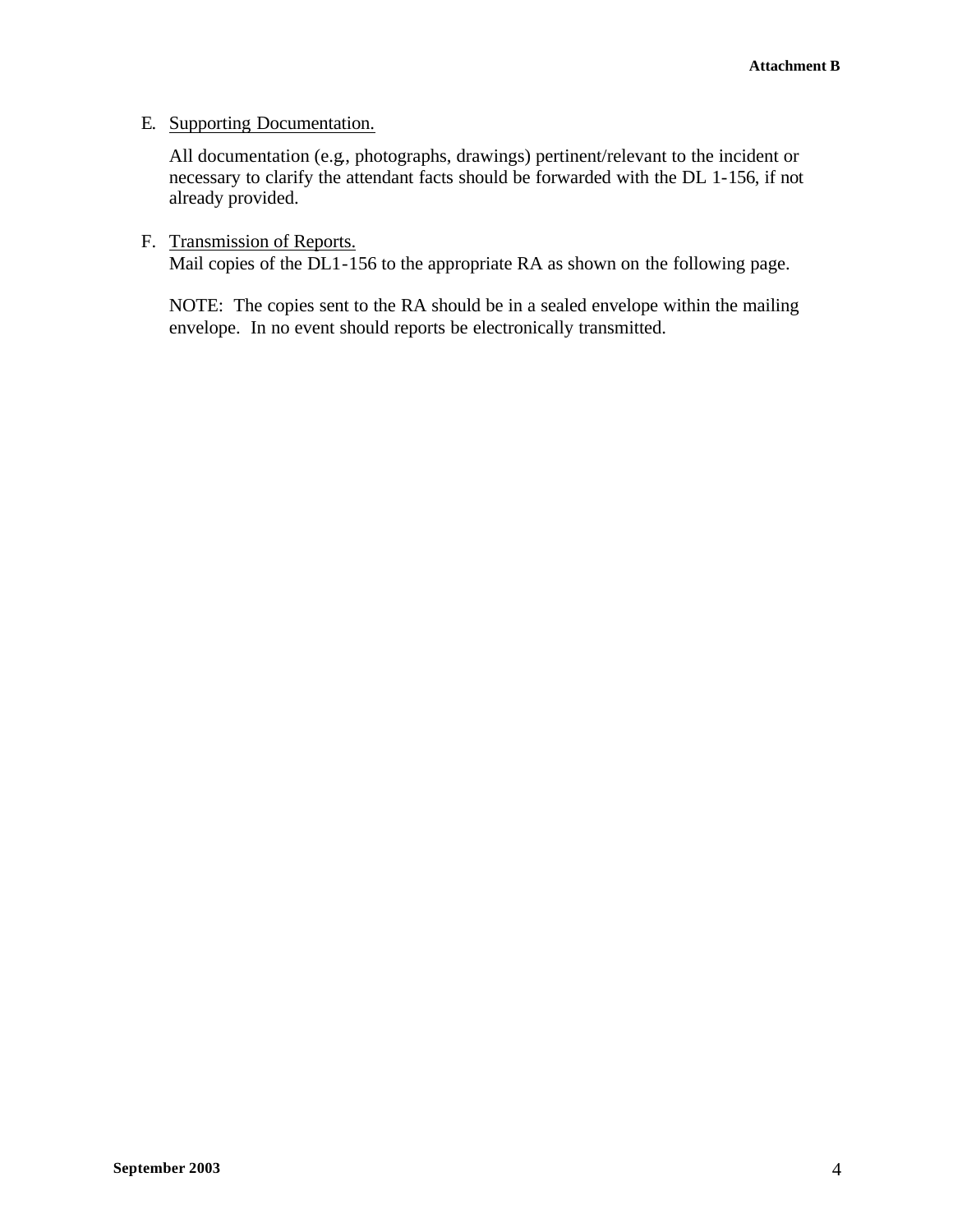E. <u>Supporting Documentation.</u>

All documentation (e.g., photographs, drawings) pertinent/relevant to the incident or necessary to clarify the attendant facts should be forwarded with the DL 1-156, if not already provided.

F. <u>Transmission of Reports.</u>

Mail copies of the DL1-156 to the appropriate RA as shown on the following page.

NOTE: The copies sent to the RA should be in a sealed envelope within the mailing envelope. In no event should reports be electronically transmitted.